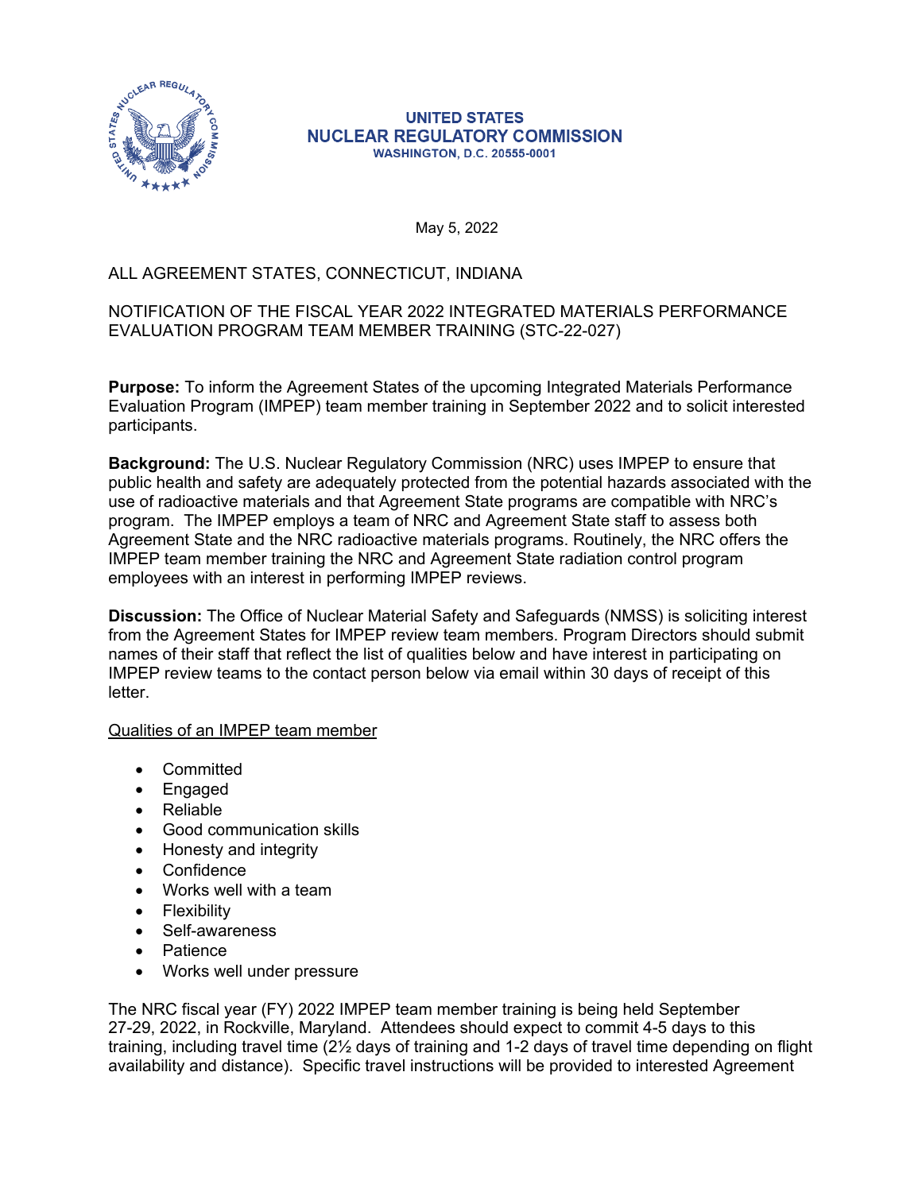UNITED STATES
NUCLEAR REGULATORY COMMISSION
WASHINGTON, D.C. 20555-0001

May 5, 2022

ALL AGREEMENT STATES, CONNECTICUT, INDIANA

NOTIFICATION OF THE FISCAL YEAR 2022 INTEGRATED MATERIALS PERFORMANCE EVALUATION PROGRAM TEAM MEMBER TRAINING (STC-22-027)

**Purpose:** To inform the Agreement States of the upcoming Integrated Materials Performance Evaluation Program (IMPEP) team member training in September 2022 and to solicit interested participants.

**Background:** The U.S. Nuclear Regulatory Commission (NRC) uses IMPEP to ensure that public health and safety are adequately protected from the potential hazards associated with the use of radioactive materials and that Agreement State programs are compatible with NRC's program. The IMPEP employs a team of NRC and Agreement State staff to assess both Agreement State and the NRC radioactive materials programs. Routinely, the NRC offers the IMPEP team member training the NRC and Agreement State radiation control program employees with an interest in performing IMPEP reviews.

**Discussion:** The Office of Nuclear Material Safety and Safeguards (NMSS) is soliciting interest from the Agreement States for IMPEP review team members. Program Directors should submit names of their staff that reflect the list of qualities below and have interest in participating on IMPEP review teams to the contact person below via email within 30 days of receipt of this letter.

<u>Qualities of an IMPEP team member</u>

- Committed
- Engaged
- Reliable
- Good communication skills
- Honesty and integrity
- Confidence
- Works well with a team
- Flexibility
- Self-awareness
- Patience
- Works well under pressure

The NRC fiscal year (FY) 2022 IMPEP team member training is being held September 27-29, 2022, in Rockville, Maryland. Attendees should expect to commit 4-5 days to this training, including travel time (2½ days of training and 1-2 days of travel time depending on flight availability and distance). Specific travel instructions will be provided to interested Agreement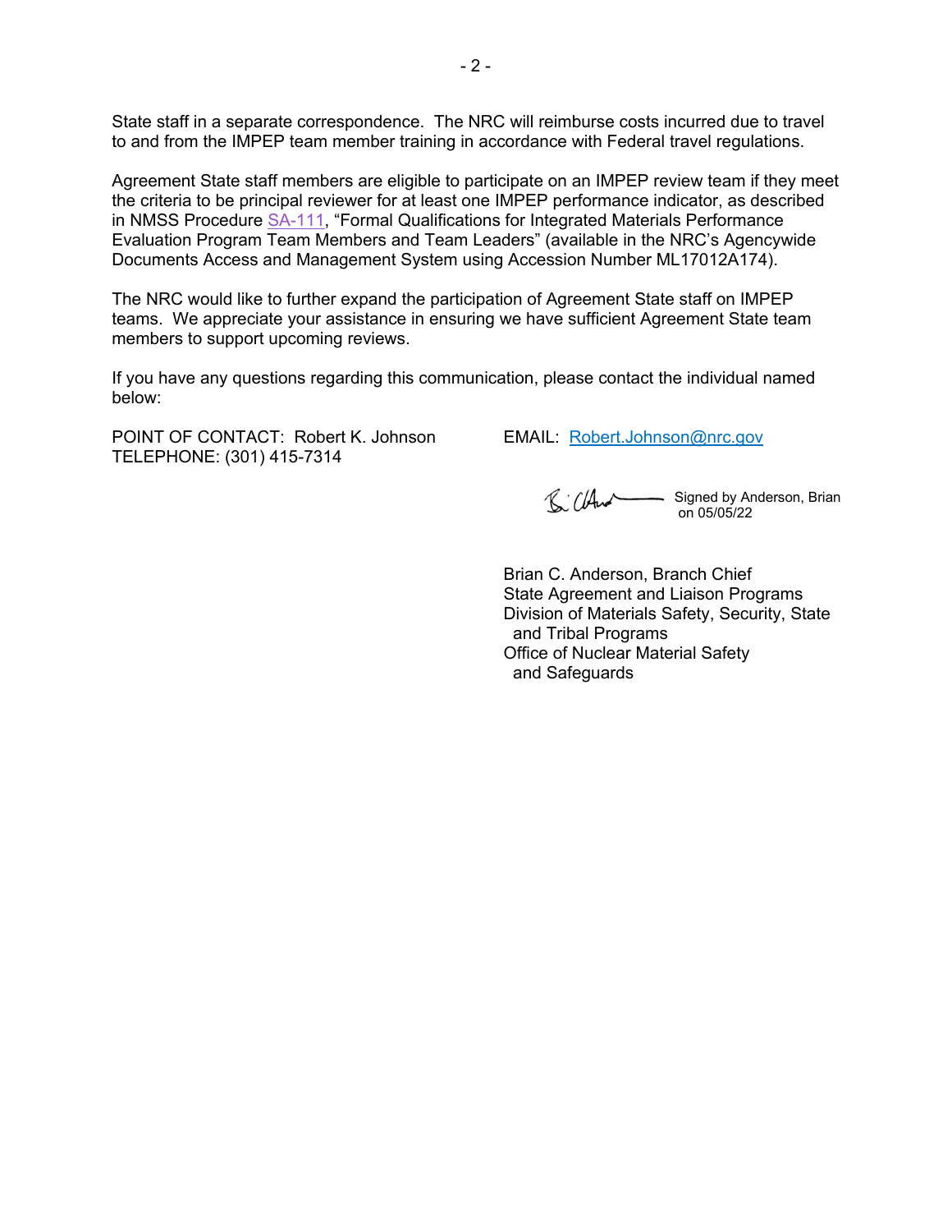State staff in a separate correspondence. The NRC will reimburse costs incurred due to travel to and from the IMPEP team member training in accordance with Federal travel regulations.

Agreement State staff members are eligible to participate on an IMPEP review team if they meet the criteria to be principal reviewer for at least one IMPEP performance indicator, as described in NMSS Procedure SA-111, "Formal Qualifications for Integrated Materials Performance Evaluation Program Team Members and Team Leaders" (available in the NRC's Agencywide Documents Access and Management System using Accession Number ML17012A174).

The NRC would like to further expand the participation of Agreement State staff on IMPEP teams. We appreciate your assistance in ensuring we have sufficient Agreement State team members to support upcoming reviews.

If you have any questions regarding this communication, please contact the individual named below:

POINT OF CONTACT: Robert K. Johnson
TELEPHONE: (301) 415-7314

EMAIL: Robert.Johnson@nrc.gov

Signed by Anderson, Brian on 05/05/22

Brian C. Anderson, Branch Chief
State Agreement and Liaison Programs
Division of Materials Safety, Security, State and Tribal Programs
Office of Nuclear Material Safety and Safeguards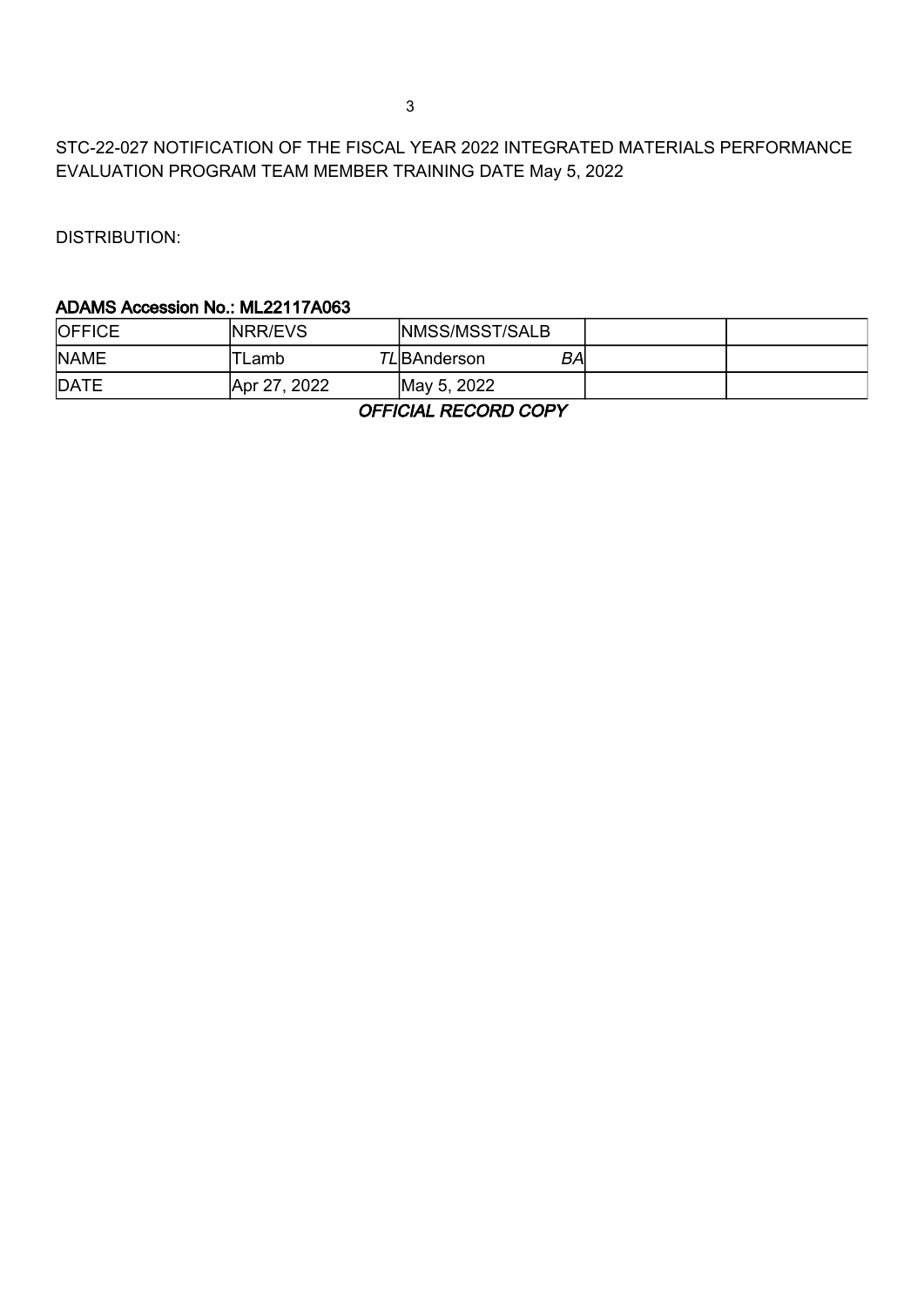STC-22-027 NOTIFICATION OF THE FISCAL YEAR 2022 INTEGRATED MATERIALS PERFORMANCE EVALUATION PROGRAM TEAM MEMBER TRAINING DATE May 5, 2022

DISTRIBUTION:

**ADAMS Accession No.: ML22117A063**

| OFFICE | NRR/EVS | NMSS/MSST/SALB | | |
|---|---|---|---|---|
| NAME | TLamb *TL* | BAnderson *BA* | | |
| DATE | Apr 27, 2022 | May 5, 2022 | | |

***OFFICIAL RECORD COPY***